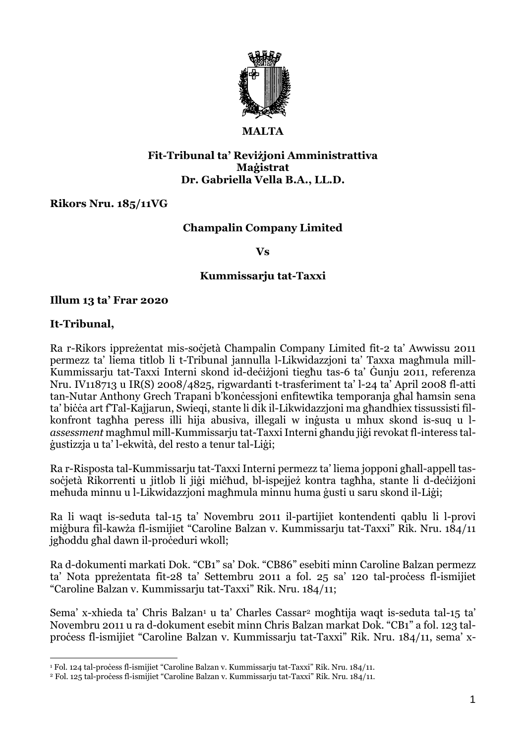**MALTA**

**Fit-Tribunal ta' Reviżjoni Amministrattiva**
**Maġistrat**
**Dr. Gabriella Vella B.A., LL.D.**

**Rikors Nru. 185/11VG**

**Champalin Company Limited**

**Vs**

**Kummissarju tat-Taxxi**

**Illum 13 ta' Frar 2020**

**It-Tribunal,**

Ra r-Rikors ippreżentat mis-soċjetà Champalin Company Limited fit-2 ta' Awwissu 2011 permezz ta' liema titlob li t-Tribunal jannulla l-Likwidazzjoni ta' Taxxa magħmula mill-Kummissarju tat-Taxxi Interni skond id-deċiżjoni tiegħu tas-6 ta' Ġunju 2011, referenza Nru. IV118713 u IR(S) 2008/4825, rigwardanti t-trasferiment ta' l-24 ta' April 2008 fl-atti tan-Nutar Anthony Grech Trapani b'konċessjoni enfitewtika temporanja għal ħamsin sena ta' biċċa art f'Tal-Kajjarun, Swieqi, stante li dik il-Likwidazzjoni ma għandhiex tissussisti fil-konfront tagħha peress illi hija abusiva, illegali w inġusta u mhux skond is-suq u l-*assessment* magħmul mill-Kummissarju tat-Taxxi Interni għandu jiġi revokat fl-interess tal-ġustizzja u ta' l-ekwità, del resto a tenur tal-Liġi;

Ra r-Risposta tal-Kummissarju tat-Taxxi Interni permezz ta' liema jopponi għall-appell tas-soċjetà Rikorrenti u jitlob li jiġi miċħud, bl-ispejjeż kontra tagħha, stante li d-deċiżjoni meħuda minnu u l-Likwidazzjoni magħmula minnu huma ġusti u saru skond il-Liġi;

Ra li waqt is-seduta tal-15 ta' Novembru 2011 il-partijiet kontendenti qablu li l-provi miġbura fil-kawża fl-ismijiet "Caroline Balzan v. Kummissarju tat-Taxxi" Rik. Nru. 184/11 jgħoddu għal dawn il-proċeduri wkoll;

Ra d-dokumenti markati Dok. "CB1" sa' Dok. "CB86" esebiti minn Caroline Balzan permezz ta' Nota ppreżentata fit-28 ta' Settembru 2011 a fol. 25 sa' 120 tal-proċess fl-ismijiet "Caroline Balzan v. Kummissarju tat-Taxxi" Rik. Nru. 184/11;

Sema' x-xhieda ta' Chris Balzan[1] u ta' Charles Cassar[2] mogħtija waqt is-seduta tal-15 ta' Novembru 2011 u ra d-dokument esebit minn Chris Balzan markat Dok. "CB1" a fol. 123 tal-proċess fl-ismijiet "Caroline Balzan v. Kummissarju tat-Taxxi" Rik. Nru. 184/11, sema' x-

[1] Fol. 124 tal-proċess fl-ismijiet "Caroline Balzan v. Kummissarju tat-Taxxi" Rik. Nru. 184/11.
[2] Fol. 125 tal-proċess fl-ismijiet "Caroline Balzan v. Kummissarju tat-Taxxi" Rik. Nru. 184/11.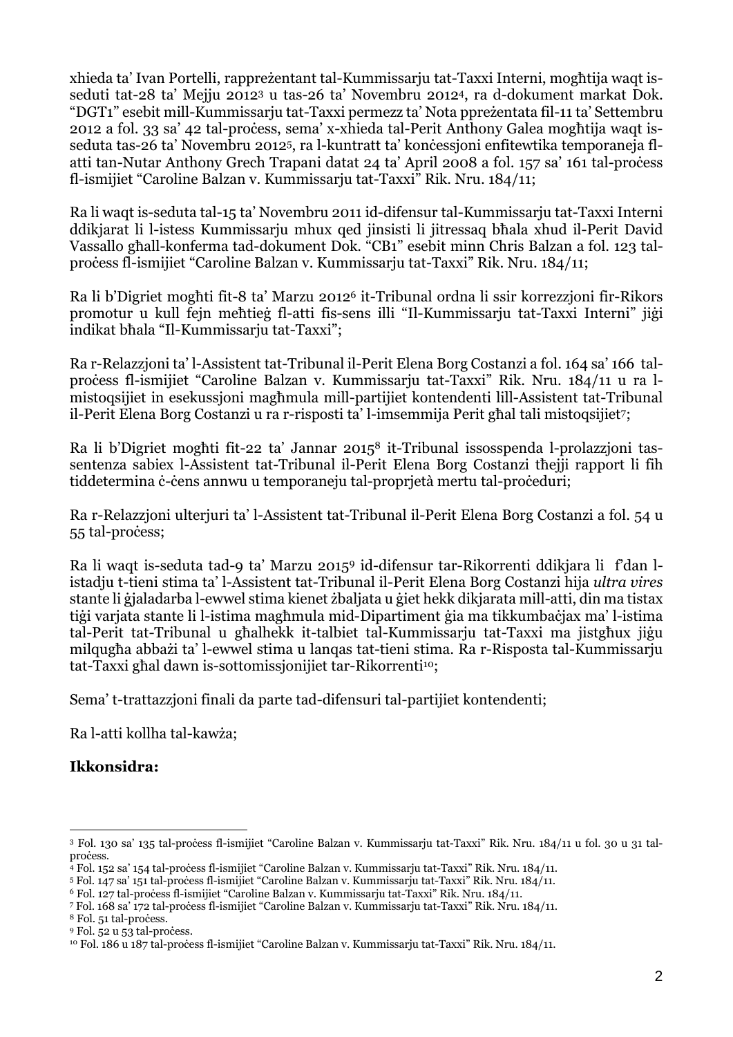xhieda ta' Ivan Portelli, rappreżentant tal-Kummissarju tat-Taxxi Interni, mogħtija waqt is-seduti tat-28 ta' Mejju 2012[3] u tas-26 ta' Novembru 2012[4], ra d-dokument markat Dok. "DGT1" esebit mill-Kummissarju tat-Taxxi permezz ta' Nota ppreżentata fil-11 ta' Settembru 2012 a fol. 33 sa' 42 tal-proċess, sema' x-xhieda tal-Perit Anthony Galea mogħtija waqt is-seduta tas-26 ta' Novembru 2012[5], ra l-kuntratt ta' konċessjoni enfitewtika temporaneja fl-atti tan-Nutar Anthony Grech Trapani datat 24 ta' April 2008 a fol. 157 sa' 161 tal-proċess fl-ismijiet "Caroline Balzan v. Kummissarju tat-Taxxi" Rik. Nru. 184/11;

Ra li waqt is-seduta tal-15 ta' Novembru 2011 id-difensur tal-Kummissarju tat-Taxxi Interni ddikjarat li l-istess Kummissarju mhux qed jinsisti li jitressaq bħala xhud il-Perit David Vassallo għall-konferma tad-dokument Dok. "CB1" esebit minn Chris Balzan a fol. 123 tal-proċess fl-ismijiet "Caroline Balzan v. Kummissarju tat-Taxxi" Rik. Nru. 184/11;

Ra li b'Digriet mogħti fit-8 ta' Marzu 2012[6] it-Tribunal ordna li ssir korrezzjoni fir-Rikors promotur u kull fejn meħtieġ fl-atti fis-sens illi "Il-Kummissarju tat-Taxxi Interni" jiġi indikat bħala "Il-Kummissarju tat-Taxxi";

Ra r-Relazzjoni ta' l-Assistent tat-Tribunal il-Perit Elena Borg Costanzi a fol. 164 sa' 166 tal-proċess fl-ismijiet "Caroline Balzan v. Kummissarju tat-Taxxi" Rik. Nru. 184/11 u ra l-mistoqsijiet in esekussjoni magħmula mill-partijiet kontendenti lill-Assistent tat-Tribunal il-Perit Elena Borg Costanzi u ra r-risposti ta' l-imsemmija Perit għal tali mistoqsijiet[7];

Ra li b'Digriet mogħti fit-22 ta' Jannar 2015[8] it-Tribunal issosspenda l-prolazzjoni tas-sentenza sabiex l-Assistent tat-Tribunal il-Perit Elena Borg Costanzi tħejji rapport li fih tiddetermina ċ-ċens annwu u temporaneju tal-proprjetà mertu tal-proċeduri;

Ra r-Relazzjoni ulterjuri ta' l-Assistent tat-Tribunal il-Perit Elena Borg Costanzi a fol. 54 u 55 tal-proċess;

Ra li waqt is-seduta tad-9 ta' Marzu 2015[9] id-difensur tar-Rikorrenti ddikjara li f'dan l-istadju t-tieni stima ta' l-Assistent tat-Tribunal il-Perit Elena Borg Costanzi hija *ultra vires* stante li ġjaladarba l-ewwel stima kienet żbaljata u ġiet hekk dikjarata mill-atti, din ma tistax tiġi varjata stante li l-istima magħmula mid-Dipartiment ġia ma tikkumbaċjax ma' l-istima tal-Perit tat-Tribunal u għalhekk it-talbiet tal-Kummissarju tat-Taxxi ma jistgħux jiġu milqugħa abbażi ta' l-ewwel stima u lanqas tat-tieni stima. Ra r-Risposta tal-Kummissarju tat-Taxxi għal dawn is-sottomissjonijiet tar-Rikorrenti[10];

Sema' t-trattazzjoni finali da parte tad-difensuri tal-partijiet kontendenti;

Ra l-atti kollha tal-kawża;

**Ikkonsidra:**

---

[3] Fol. 130 sa' 135 tal-proċess fl-ismijiet "Caroline Balzan v. Kummissarju tat-Taxxi" Rik. Nru. 184/11 u fol. 30 u 31 tal-proċess.

[4] Fol. 152 sa' 154 tal-proċess fl-ismijiet "Caroline Balzan v. Kummissarju tat-Taxxi" Rik. Nru. 184/11.

[5] Fol. 147 sa' 151 tal-proċess fl-ismijiet "Caroline Balzan v. Kummissarju tat-Taxxi" Rik. Nru. 184/11.

[6] Fol. 127 tal-proċess fl-ismijiet "Caroline Balzan v. Kummissarju tat-Taxxi" Rik. Nru. 184/11.

[7] Fol. 168 sa' 172 tal-proċess fl-ismijiet "Caroline Balzan v. Kummissarju tat-Taxxi" Rik. Nru. 184/11.

[8] Fol. 51 tal-proċess.

[9] Fol. 52 u 53 tal-proċess.

[10] Fol. 186 u 187 tal-proċess fl-ismijiet "Caroline Balzan v. Kummissarju tat-Taxxi" Rik. Nru. 184/11.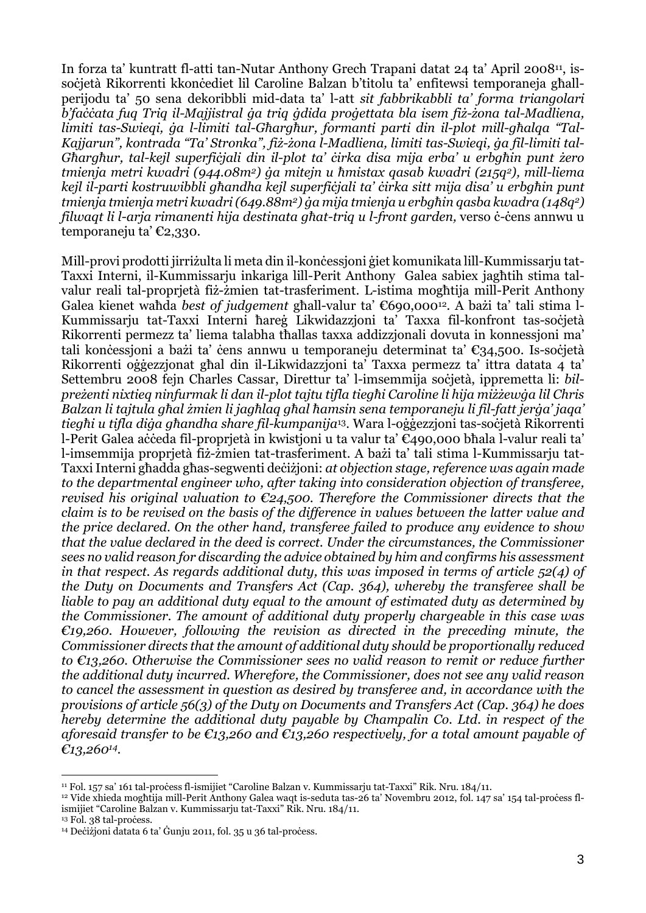In forza ta' kuntratt fl-atti tan-Nutar Anthony Grech Trapani datat 24 ta' April 2008[11], is-soċjetà Rikorrenti kkonċediet lil Caroline Balzan b'titolu ta' enfitewsi temporaneja għall-perijodu ta' 50 sena dekoribbli mid-data ta' l-att *sit fabbrikabbli ta' forma triangolari b'faċċata fuq Triq il-Majjistral ġa triq ġdida proġettata bla isem fiż-żona tal-Madliena, limiti tas-Swieqi, ġa l-limiti tal-Għargħur, formanti parti din il-plot mill-għalqa "Tal-Kajjarun", kontrada "Ta' Stronka", fiż-żona l-Madliena, limiti tas-Swieqi, ġa fil-limiti tal-Għargħur, tal-kejl superfiċjali din il-plot ta' ċirka disa mija erba' u erbgħin punt żero tmienja metri kwadri (944.08m²) ġa mitejn u ħmistax qasab kwadri (215q²), mill-liema kejl il-parti kostruwibbli għandha kejl superfiċjali ta' ċirka sitt mija disa' u erbgħin punt tmienja tmienja metri kwadri (649.88m²) ġa mija tmienja u erbgħin qasba kwadra (148q²) filwaqt li l-arja rimanenti hija destinata għat-triq u l-front garden,* verso ċ-ċens annwu u temporaneju ta' €2,330.

Mill-provi prodotti jirriżulta li meta din il-konċessjoni ġiet komunikata lill-Kummissarju tat-Taxxi Interni, il-Kummissarju inkariga lill-Perit Anthony Galea sabiex jagħtih stima tal-valur reali tal-proprjetà fiż-żmien tat-trasferiment. L-istima mogħtija mill-Perit Anthony Galea kienet waħda *best of judgement* għall-valur ta' €690,000[12]. A bażi ta' tali stima l-Kummissarju tat-Taxxi Interni ħareġ Likwidazzjoni ta' Taxxa fil-konfront tas-soċjetà Rikorrenti permezz ta' liema talabha tħallas taxxa addizzjonali dovuta in konnessjoni ma' tali konċessjoni a bażi ta' ċens annwu u temporaneju determinat ta' €34,500. Is-soċjetà Rikorrenti oġġezzjonat għal din il-Likwidazzjoni ta' Taxxa permezz ta' ittra datata 4 ta' Settembru 2008 fejn Charles Cassar, Direttur ta' l-imsemmija soċjetà, ippremetta li: *bil-preżenti nixtieq ninfurmak li dan il-plot tajtu tifla tiegħi Caroline li hija miżżewġa lil Chris Balzan li tajtula għal żmien li jagħlaq għal ħamsin sena temporaneju li fil-fatt jerġa' jaqa' tiegħi u tifla diġa għandha share fil-kumpanija*[13]. Wara l-oġġezzjoni tas-soċjetà Rikorrenti l-Perit Galea aċċeda fil-proprjetà in kwistjoni u ta valur ta' €490,000 bħala l-valur reali ta' l-imsemmija proprjetà fiż-żmien tat-trasferiment. A bażi ta' tali stima l-Kummissarju tat-Taxxi Interni għadda għas-segwenti deċiżjoni: *at objection stage, reference was again made to the departmental engineer who, after taking into consideration objection of transferee, revised his original valuation to €24,500. Therefore the Commissioner directs that the claim is to be revised on the basis of the difference in values between the latter value and the price declared. On the other hand, transferee failed to produce any evidence to show that the value declared in the deed is correct. Under the circumstances, the Commissioner sees no valid reason for discarding the advice obtained by him and confirms his assessment in that respect. As regards additional duty, this was imposed in terms of article 52(4) of the Duty on Documents and Transfers Act (Cap. 364), whereby the transferee shall be liable to pay an additional duty equal to the amount of estimated duty as determined by the Commissioner. The amount of additional duty properly chargeable in this case was €19,260. However, following the revision as directed in the preceding minute, the Commissioner directs that the amount of additional duty should be proportionally reduced to €13,260. Otherwise the Commissioner sees no valid reason to remit or reduce further the additional duty incurred. Wherefore, the Commissioner, does not see any valid reason to cancel the assessment in question as desired by transferee and, in accordance with the provisions of article 56(3) of the Duty on Documents and Transfers Act (Cap. 364) he does hereby determine the additional duty payable by Champalin Co. Ltd. in respect of the aforesaid transfer to be €13,260 and €13,260 respectively, for a total amount payable of €13,260*[14].

---

[11] Fol. 157 sa' 161 tal-proċess fl-ismijiet "Caroline Balzan v. Kummissarju tat-Taxxi" Rik. Nru. 184/11.

[12] Vide xhieda mogħtija mill-Perit Anthony Galea waqt is-seduta tas-26 ta' Novembru 2012, fol. 147 sa' 154 tal-proċess fl-ismijiet "Caroline Balzan v. Kummissarju tat-Taxxi" Rik. Nru. 184/11.

[13] Fol. 38 tal-proċess.

[14] Deċiżjoni datata 6 ta' Ġunju 2011, fol. 35 u 36 tal-proċess.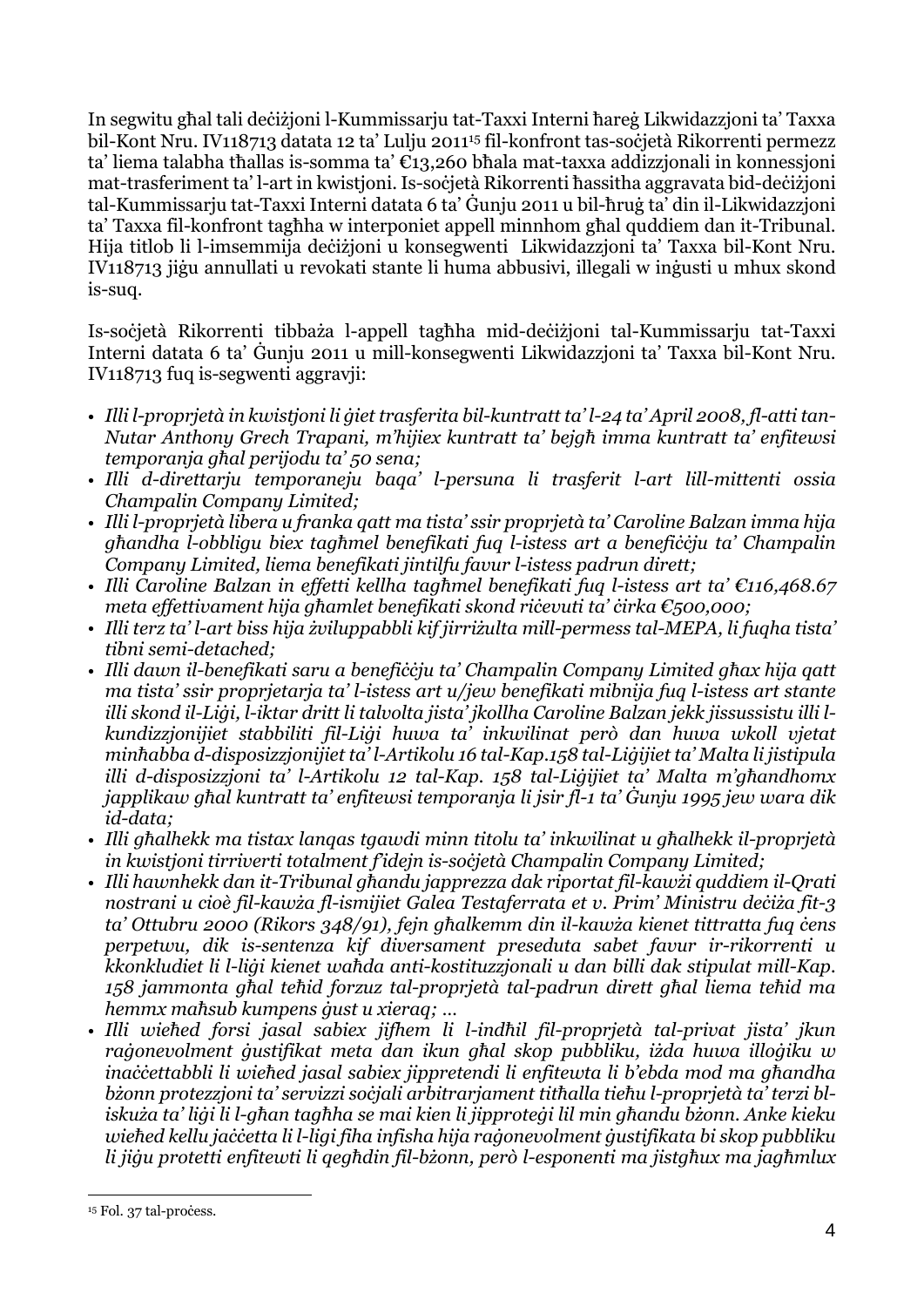In segwitu għal tali deċiżjoni l-Kummissarju tat-Taxxi Interni ħareġ Likwidazzjoni ta' Taxxa bil-Kont Nru. IV118713 datata 12 ta' Lulju 2011[15] fil-konfront tas-soċjetà Rikorrenti permezz ta' liema talabha tħallas is-somma ta' €13,260 bħala mat-taxxa addizzjonali in konnessjoni mat-trasferiment ta' l-art in kwistjoni. Is-soċjetà Rikorrenti ħassitha aggravata bid-deċiżjoni tal-Kummissarju tat-Taxxi Interni datata 6 ta' Ġunju 2011 u bil-ħruġ ta' din il-Likwidazzjoni ta' Taxxa fil-konfront tagħha w interponiet appell minnhom għal quddiem dan it-Tribunal. Hija titlob li l-imsemmija deċiżjoni u konsegwenti Likwidazzjoni ta' Taxxa bil-Kont Nru. IV118713 jiġu annullati u revokati stante li huma abbusivi, illegali w inġusti u mhux skond is-suq.

Is-soċjetà Rikorrenti tibbaża l-appell tagħha mid-deċiżjoni tal-Kummissarju tat-Taxxi Interni datata 6 ta' Ġunju 2011 u mill-konsegwenti Likwidazzjoni ta' Taxxa bil-Kont Nru. IV118713 fuq is-segwenti aggravji:

- *Illi l-proprjetà in kwistjoni li ġiet trasferita bil-kuntratt ta' l-24 ta' April 2008, fl-atti tan-Nutar Anthony Grech Trapani, m'hijiex kuntratt ta' bejgħ imma kuntratt ta' enfitewsi temporanja għal perijodu ta' 50 sena;*
- *Illi d-direttarju temporaneju baqa' l-persuna li trasferit l-art lill-mittenti ossia Champalin Company Limited;*
- *Illi l-proprjetà libera u franka qatt ma tista' ssir proprjetà ta' Caroline Balzan imma hija għandha l-obbligu biex tagħmel benefikati fuq l-istess art a benefiċċju ta' Champalin Company Limited, liema benefikati jintilfu favur l-istess padrun dirett;*
- *Illi Caroline Balzan in effetti kellha tagħmel benefikati fuq l-istess art ta' €116,468.67 meta effettivament hija għamlet benefikati skond riċevuti ta' ċirka €500,000;*
- *Illi terz ta' l-art biss hija żviluppabbli kif jirriżulta mill-permess tal-MEPA, li fuqha tista' tibni semi-detached;*
- *Illi dawn il-benefikati saru a benefiċċju ta' Champalin Company Limited għax hija qatt ma tista' ssir proprjetarja ta' l-istess art u/jew benefikati mibnija fuq l-istess art stante illi skond il-Liġi, l-iktar dritt li talvolta jista' jkollha Caroline Balzan jekk jissussistu illi l-kundizzjonijiet stabbiliti fil-Liġi huwa ta' inkwilinat però dan huwa wkoll vjetat minħabba d-disposizzjonijiet ta' l-Artikolu 16 tal-Kap.158 tal-Liġijiet ta' Malta li jistipula illi d-disposizzjoni ta' l-Artikolu 12 tal-Kap. 158 tal-Liġijiet ta' Malta m'għandhomx japplikaw għal kuntratt ta' enfitewsi temporanja li jsir fl-1 ta' Ġunju 1995 jew wara dik id-data;*
- *Illi għalhekk ma tistax lanqas tgawdi minn titolu ta' inkwilinat u għalhekk il-proprjetà in kwistjoni tirriverti totalment f'idejn is-soċjetà Champalin Company Limited;*
- *Illi hawnhekk dan it-Tribunal għandu japprezza dak riportat fil-kawżi quddiem il-Qrati nostrani u cioè fil-kawża fl-ismijiet Galea Testaferrata et v. Prim' Ministru deċiża fit-3 ta' Ottubru 2000 (Rikors 348/91), fejn għalkemm din il-kawża kienet tittratta fuq ċens perpetwu, dik is-sentenza kif diversament preseduta sabet favur ir-rikorrenti u kkonkludiet li l-liġi kienet waħda anti-kostituzzjonali u dan billi dak stipulat mill-Kap. 158 jammonta għal teħid forzuz tal-proprjetà tal-padrun dirett għal liema teħid ma hemmx maħsub kumpens ġust u xieraq; ...*
- *Illi wieħed forsi jasal sabiex jifhem li l-indħil fil-proprjetà tal-privat jista' jkun raġonevolment ġustifikat meta dan ikun għal skop pubbliku, iżda huwa illoġiku w inaċċettabbli li wieħed jasal sabiex jippretendi li enfitewta li b'ebda mod ma għandha bżonn protezzjoni ta' servizzi soċjali arbitrarjament titħalla tieħu l-proprjetà ta' terzi bl-iskuża ta' liġi li l-għan tagħha se mai kien li jipproteġi lil min għandu bżonn. Anke kieku wieħed kellu jaċċetta li l-ligi fiha infisha hija raġonevolment ġustifikata bi skop pubbliku li jiġu protetti enfitewti li qegħdin fil-bżonn, però l-esponenti ma jistgħux ma jagħmlux*

[15] Fol. 37 tal-proċess.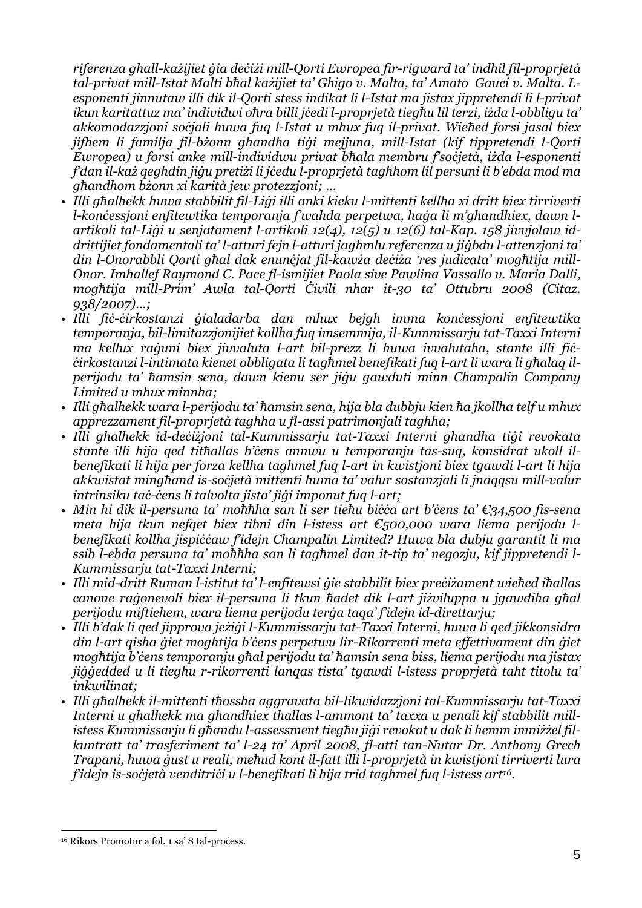*riferenza għall-każijiet ġia deċiżi mill-Qorti Ewropea fir-rigward ta' indħil fil-proprjetà tal-privat mill-Istat Malti bħal każijiet ta' Ghigo v. Malta, ta' Amato Gauci v. Malta. L-esponenti jinnutaw illi dik il-Qorti stess indikat li l-Istat ma jistax jippretendi li l-privat ikun karitattuz ma' individwi oħra billi jċedi l-proprjetà tiegħu lil terzi, iżda l-obbligu ta' akkomodazzjoni soċjali huwa fuq l-Istat u mhux fuq il-privat. Wieħed forsi jasal biex jifhem li familja fil-bżonn għandha tiġi mejjuna, mill-Istat (kif tippretendi l-Qorti Ewropea) u forsi anke mill-individwu privat bħala membru f'soċjetà, iżda l-esponenti f'dan il-każ qegħdin jiġu pretiżi li jċedu l-proprjetà tagħhom lil persuni li b'ebda mod ma għandhom bżonn xi karità jew protezzjoni; …*

- *Illi għalhekk huwa stabbilit fil-Liġi illi anki kieku l-mittenti kellha xi dritt biex tirriverti l-konċessjoni enfitewtika temporanja f'waħda perpetwa, ħaġa li m'għandhiex, dawn l-artikoli tal-Liġi u senjatament l-artikoli 12(4), 12(5) u 12(6) tal-Kap. 158 jivvjolaw id-drittijiet fondamentali ta' l-atturi fejn l-atturi jagħmlu referenza u jiġbdu l-attenzjoni ta' din l-Onorabbli Qorti għal dak enunċjat fil-kawża deċiża 'res judicata' mogħtija mill-Onor. Imħallef Raymond C. Pace fl-ismijiet Paola sive Pawlina Vassallo v. Maria Dalli, mogħtija mill-Prim' Awla tal-Qorti Ċivili nhar it-30 ta' Ottubru 2008 (Citaz. 938/2007)…;*
- *Illi fiċ-ċirkostanzi ġialadarba dan mhux bejgħ imma konċessjoni enfitewtika temporanja, bil-limitazzjonijiet kollha fuq imsemmija, il-Kummissarju tat-Taxxi Interni ma kellux raġuni biex jivvaluta l-art bil-prezz li huwa ivvalutaha, stante illi fiċ-ċirkostanzi l-intimata kienet obbligata li tagħmel benefikati fuq l-art li wara li għalaq il-perijodu ta' ħamsin sena, dawn kienu ser jiġu gawduti minn Champalin Company Limited u mhux minnha;*
- *Illi għalhekk wara l-perijodu ta' ħamsin sena, hija bla dubbju kien ħa jkollha telf u mhux apprezzament fil-proprjetà tagħha u fl-assi patrimonjali tagħha;*
- *Illi għalhekk id-deċiżjoni tal-Kummissarju tat-Taxxi Interni għandha tiġi revokata stante illi hija qed titħallas b'ċens annwu u temporanju tas-suq, konsidrat ukoll il-benefikati li hija per forza kellha tagħmel fuq l-art in kwistjoni biex tgawdi l-art li hija akkwistat mingħand is-soċjetà mittenti huma ta' valur sostanzjali li jnaqqsu mill-valur intrinsiku taċ-ċens li talvolta jista' jiġi imponut fuq l-art;*
- *Min hi dik il-persuna ta' moħħha san li ser tieħu biċċa art b'ċens ta' €34,500 fis-sena meta hija tkun nefqet biex tibni din l-istess art €500,000 wara liema perijodu l-benefikati kollha jispiċċaw f'idejn Champalin Limited? Huwa bla dubju garantit li ma ssib l-ebda persuna ta' moħħha san li tagħmel dan it-tip ta' negozju, kif jippretendi l-Kummissarju tat-Taxxi Interni;*
- *Illi mid-dritt Ruman l-istitut ta' l-enfitewsi ġie stabbilit biex preċiżament wieħed iħallas canone raġonevoli biex il-persuna li tkun ħadet dik l-art jiżviluppa u jgawdiha għal perijodu miftiehem, wara liema perijodu terġa taqa' f'idejn id-direttarju;*
- *Illi b'dak li qed jipprova jeżiġi l-Kummissarju tat-Taxxi Interni, huwa li qed jikkonsidra din l-art qisha ġiet mogħtija b'ċens perpetwu lir-Rikorrenti meta effettivament din ġiet mogħtija b'ċens temporanju għal perijodu ta' ħamsin sena biss, liema perijodu ma jistax jiġġedded u li tiegħu r-rikorrenti lanqas tista' tgawdi l-istess proprjetà taħt titolu ta' inkwilinat;*
- *Illi għalhekk il-mittenti tħossha aggravata bil-likwidazzjoni tal-Kummissarju tat-Taxxi Interni u għalhekk ma għandhiex tħallas l-ammont ta' taxxa u penali kif stabbilit mill-istess Kummissarju li għandu l-assessment tiegħu jiġi revokat u dak li hemm imniżżel fil-kuntratt ta' trasferiment ta' l-24 ta' April 2008, fl-atti tan-Nutar Dr. Anthony Grech Trapani, huwa ġust u reali, meħud kont il-fatt illi l-proprjetà in kwistjoni tirriverti lura f'idejn is-soċjetà venditriċi u l-benefikati li hija trid tagħmel fuq l-istess art[16].*

[16] Rikors Promotur a fol. 1 sa' 8 tal-proċess.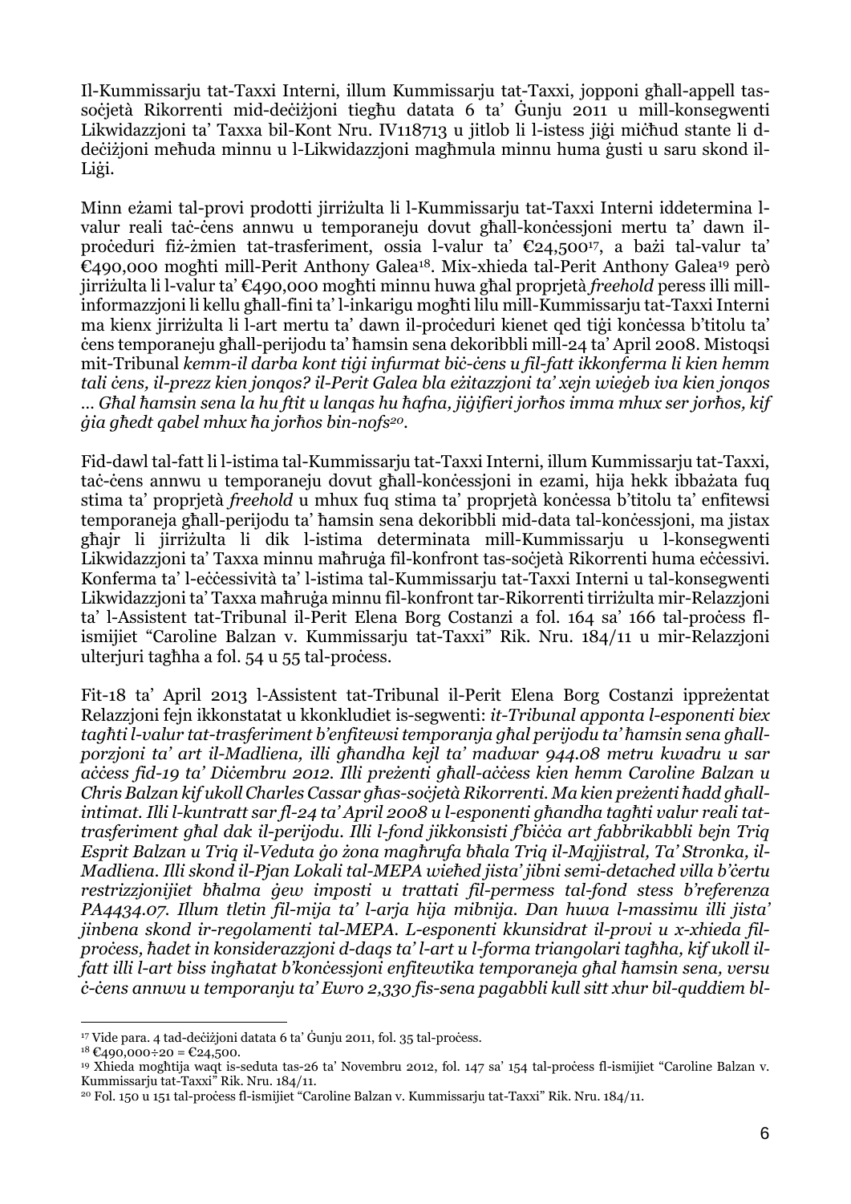Il-Kummissarju tat-Taxxi Interni, illum Kummissarju tat-Taxxi, jopponi għall-appell tas-soċjetà Rikorrenti mid-deċiżjoni tiegħu datata 6 ta' Ġunju 2011 u mill-konsegwenti Likwidazzjoni ta' Taxxa bil-Kont Nru. IV118713 u jitlob li l-istess jiġi miċħud stante li d-deċiżjoni meħuda minnu u l-Likwidazzjoni magħmula minnu huma ġusti u saru skond il-Liġi.

Minn eżami tal-provi prodotti jirriżulta li l-Kummissarju tat-Taxxi Interni iddetermina l-valur reali taċ-ċens annwu u temporaneju dovut għall-konċessjoni mertu ta' dawn il-proċeduri fiż-żmien tat-trasferiment, ossia l-valur ta' €24,500[17], a bażi tal-valur ta' €490,000 mogħti mill-Perit Anthony Galea[18]. Mix-xhieda tal-Perit Anthony Galea[19] però jirriżulta li l-valur ta' €490,000 mogħti minnu huwa għal proprjetà *freehold* peress illi mill-informazzjoni li kellu għall-fini ta' l-inkarigu mogħti lilu mill-Kummissarju tat-Taxxi Interni ma kienx jirriżulta li l-art mertu ta' dawn il-proċeduri kienet qed tiġi konċessa b'titolu ta' ċens temporaneju għall-perijodu ta' ħamsin sena dekoribbli mill-24 ta' April 2008. Mistoqsi mit-Tribunal *kemm-il darba kont tiġi infurmat biċ-ċens u fil-fatt ikkonferma li kien hemm tali ċens, il-prezz kien jonqos? il-Perit Galea bla eżitazzjoni ta' xejn wieġeb iva kien jonqos ... Għal ħamsin sena la hu ftit u lanqas hu ħafna, jiġifieri jorħos imma mhux ser jorħos, kif ġia għedt qabel mhux ħa jorħos bin-nofs*[20].

Fid-dawl tal-fatt li l-istima tal-Kummissarju tat-Taxxi Interni, illum Kummissarju tat-Taxxi, taċ-ċens annwu u temporaneju dovut għall-konċessjoni in ezami, hija hekk ibbażata fuq stima ta' proprjetà *freehold* u mhux fuq stima ta' proprjetà konċessa b'titolu ta' enfitewsi temporaneja għall-perijodu ta' ħamsin sena dekoribbli mid-data tal-konċessjoni, ma jistax għajr li jirriżulta li dik l-istima determinata mill-Kummissarju u l-konsegwenti Likwidazzjoni ta' Taxxa minnu maħruġa fil-konfront tas-soċjetà Rikorrenti huma eċċessivi. Konferma ta' l-eċċessività ta' l-istima tal-Kummissarju tat-Taxxi Interni u tal-konsegwenti Likwidazzjoni ta' Taxxa maħruġa minnu fil-konfront tar-Rikorrenti tirriżulta mir-Relazzjoni ta' l-Assistent tat-Tribunal il-Perit Elena Borg Costanzi a fol. 164 sa' 166 tal-proċess fl-ismijiet "Caroline Balzan v. Kummissarju tat-Taxxi" Rik. Nru. 184/11 u mir-Relazzjoni ulterjuri tagħha a fol. 54 u 55 tal-proċess.

Fit-18 ta' April 2013 l-Assistent tat-Tribunal il-Perit Elena Borg Costanzi ippreżentat Relazzjoni fejn ikkonstatat u kkonkludiet is-segwenti: *it-Tribunal apponta l-esponenti biex tagħti l-valur tat-trasferiment b'enfitewsi temporanja għal perijodu ta' ħamsin sena għall-porzjoni ta' art il-Madliena, illi għandha kejl ta' madwar 944.08 metru kwadru u sar aċċess fid-19 ta' Diċembru 2012. Illi preżenti għall-aċċess kien hemm Caroline Balzan u Chris Balzan kif ukoll Charles Cassar għas-soċjetà Rikorrenti. Ma kien preżenti ħadd għall-intimat. Illi l-kuntratt sar fl-24 ta' April 2008 u l-esponenti għandha tagħti valur reali tat-trasferiment għal dak il-perijodu. Illi l-fond jikkonsisti f'biċċa art fabbrikabbli bejn Triq Esprit Balzan u Triq il-Veduta ġo żona magħrufa bħala Triq il-Majjistral, Ta' Stronka, il-Madliena. Illi skond il-Pjan Lokali tal-MEPA wieħed jista' jibni semi-detached villa b'ċertu restrizzjonijiet bħalma ġew imposti u trattati fil-permess tal-fond stess b'referenza PA4434.07. Illum tletin fil-mija ta' l-arja hija mibnija. Dan huwa l-massimu illi jista' jinbena skond ir-regolamenti tal-MEPA. L-esponenti kkunsidrat il-provi u x-xhieda fil-proċess, ħadet in konsiderazzjoni d-daqs ta' l-art u l-forma triangolari tagħha, kif ukoll il-fatt illi l-art biss ingħatat b'konċessjoni enfitewtika temporaneja għal ħamsin sena, versu ċ-ċens annwu u temporanju ta' Ewro 2,330 fis-sena pagabbli kull sitt xhur bil-quddiem bl-*

---

[17] Vide para. 4 tad-deċiżjoni datata 6 ta' Ġunju 2011, fol. 35 tal-proċess.

[18] €490,000÷20 = €24,500.

[19] Xhieda mogħtija waqt is-seduta tas-26 ta' Novembru 2012, fol. 147 sa' 154 tal-proċess fl-ismijiet "Caroline Balzan v. Kummissarju tat-Taxxi" Rik. Nru. 184/11.

[20] Fol. 150 u 151 tal-proċess fl-ismijiet "Caroline Balzan v. Kummissarju tat-Taxxi" Rik. Nru. 184/11.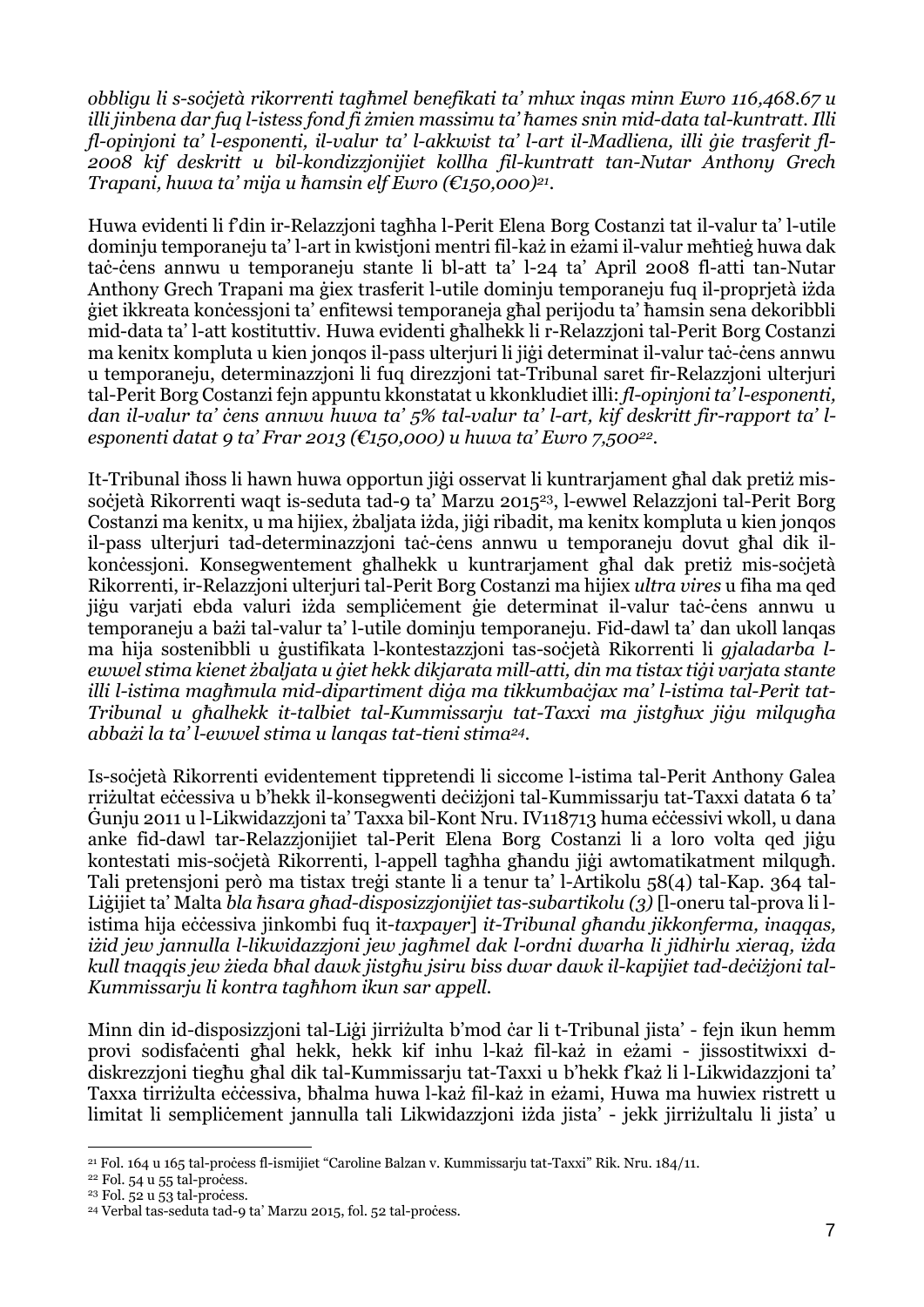*obbligu li s-soċjetà rikorrenti tagħmel benefikati ta' mhux inqas minn Ewro 116,468.67 u illi jinbena dar fuq l-istess fond fi żmien massimu ta' ħames snin mid-data tal-kuntratt. Illi fl-opinjoni ta' l-esponenti, il-valur ta' l-akkwist ta' l-art il-Madliena, illi ġie trasferit fl-2008 kif deskritt u bil-kondizzjonijiet kollha fil-kuntratt tan-Nutar Anthony Grech Trapani, huwa ta' mija u ħamsin elf Ewro (€150,000)*[21].

Huwa evidenti li f'din ir-Relazzjoni tagħha l-Perit Elena Borg Costanzi tat il-valur ta' l-utile dominju temporanju ta' l-art in kwistjoni mentri fil-każ in eżami il-valur meħtieġ huwa dak taċ-ċens annwu u temporanju stante li bl-att ta' l-24 ta' April 2008 fl-atti tan-Nutar Anthony Grech Trapani ma ġiex trasferit l-utile dominju temporanju fuq il-proprjetà iżda ġiet ikkreata konċessjoni ta' enfitewsi temporanja għal perijodu ta' ħamsin sena dekoribbli mid-data ta' l-att kostituttiv. Huwa evidenti għalhekk li r-Relazzjoni tal-Perit Borg Costanzi ma kenitx kompluta u kien jonqos il-pass ulterjuri li jiġi determinat il-valur taċ-ċens annwu u temporanju, determinazzjoni li fuq direzzjoni tat-Tribunal saret fir-Relazzjoni ulterjuri tal-Perit Borg Costanzi fejn appuntu kkonstatat u kkonkludiet illi: *fl-opinjoni ta' l-esponenti, dan il-valur ta' ċens annwu huwa ta' 5% tal-valur ta' l-art, kif deskritt fir-rapport ta' l-esponenti datat 9 ta' Frar 2013 (€150,000) u huwa ta' Ewro 7,500*[22].

It-Tribunal iħoss li hawn huwa opportun jiġi osservat li kuntrarjament għal dak pretiż mis-soċjetà Rikorrenti waqt is-seduta tad-9 ta' Marzu 2015[23], l-ewwel Relazzjoni tal-Perit Borg Costanzi ma kenitx, u ma hijiex, żbaljata iżda, jiġi ribadit, ma kenitx kompluta u kien jonqos il-pass ulterjuri tad-determinazzjoni taċ-ċens annwu u temporanju dovut għal dik il-konċessjoni. Konsegwentement għalhekk u kuntrarjament għal dak pretiż mis-soċjetà Rikorrenti, ir-Relazzjoni ulterjuri tal-Perit Borg Costanzi ma hijiex *ultra vires* u fiha ma qed jiġu varjati ebda valuri iżda sempliċement ġie determinat il-valur taċ-ċens annwu u temporanju a bażi tal-valur ta' l-utile dominju temporanju. Fid-dawl ta' dan ukoll lanqas ma hija sostenibbli u ġustifikata l-kontestazzjoni tas-soċjetà Rikorrenti li *gjaladarba l-ewwel stima kienet żbaljata u ġiet hekk dikjarata mill-atti, din ma tistax tiġi varjata stante illi l-istima magħmula mid-dipartiment diġa ma tikkumbaċjax ma' l-istima tal-Perit tat-Tribunal u għalhekk it-talbiet tal-Kummissarju tat-Taxxi ma jistgħux jiġu milqugħa abbażi la ta' l-ewwel stima u lanqas tat-tieni stima*[24].

Is-soċjetà Rikorrenti evidentement tippretendi li siccome l-istima tal-Perit Anthony Galea rriżultat eċċessiva u b'hekk il-konsegwenti deċiżjoni tal-Kummissarju tat-Taxxi datata 6 ta' Ġunju 2011 u l-Likwidazzjoni ta' Taxxa bil-Kont Nru. IV118713 huma eċċessivi wkoll, u dana anke fid-dawl tar-Relazzjonijiet tal-Perit Elena Borg Costanzi li a loro volta qed jiġu kontestati mis-soċjetà Rikorrenti, l-appell tagħha għandu jiġi awtomatikament milqugħ. Tali pretensjoni però ma tistax treġi stante li a tenur ta' l-Artikolu 58(4) tal-Kap. 364 tal-Liġijiet ta' Malta *bla ħsara għad-disposizzjonijiet tas-subartikolu (3)* [l-oneru tal-prova li l-istima hija eċċessiva jinkombi fuq it-*taxpayer*] *it-Tribunal għandu jikkonferma, inaqqas, iżid jew jannulla l-likwidazzjoni jew jagħmel dak l-ordni dwarha li jidhirlu xieraq, iżda kull tnaqqis jew żieda bħal dawk jistgħu jsiru biss dwar dawk il-kapijiet tad-deċiżjoni tal-Kummissarju li kontra tagħhom ikun sar appell.*

Minn din id-disposizzjoni tal-Liġi jirriżulta b'mod ċar li t-Tribunal jista' - fejn ikun hemm provi sodisfaċenti għal hekk, hekk kif inhu l-każ fil-każ in eżami - jissostitwixxi d-diskrezzjoni tiegħu għal dik tal-Kummissarju tat-Taxxi u b'hekk f'każ li l-Likwidazzjoni ta' Taxxa tirriżulta eċċessiva, bħalma huwa l-każ fil-każ in eżami, Huwa ma huwiex ristrett u limitat li sempliċement jannulla tali Likwidazzjoni iżda jista' - jekk jirriżultalu li jista' u

---

[21] Fol. 164 u 165 tal-proċess fl-ismijiet "Caroline Balzan v. Kummissarju tat-Taxxi" Rik. Nru. 184/11.

[22] Fol. 54 u 55 tal-proċess.

[23] Fol. 52 u 53 tal-proċess.

[24] Verbal tas-seduta tad-9 ta' Marzu 2015, fol. 52 tal-proċess.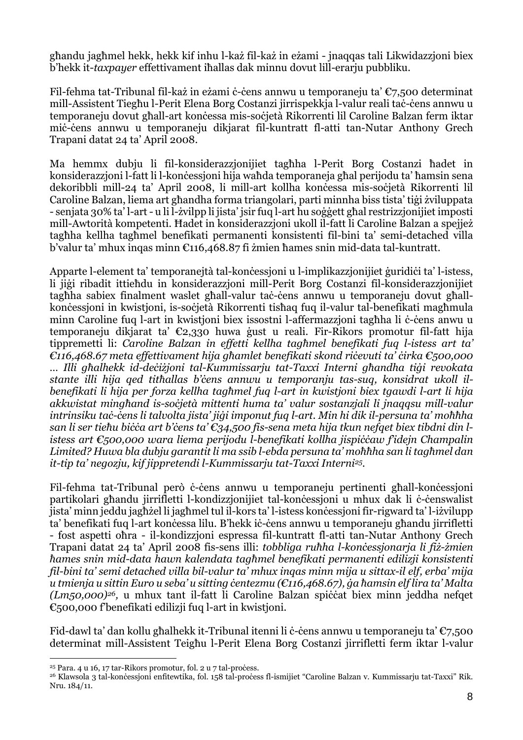għandu jagħmel hekk, hekk kif inhu l-każ fil-każ in eżami - jnaqqas tali Likwidazzjoni biex b'hekk it-*taxpayer* effettivament iħallas dak minnu dovut lill-erarju pubbliku.

Fil-fehma tat-Tribunal fil-każ in eżami ċ-ċens annwu u temporaneju ta' €7,500 determinat mill-Assistent Tiegħu l-Perit Elena Borg Costanzi jirrispekkja l-valur reali taċ-ċens annwu u temporaneju dovut għall-art konċessa mis-soċjetà Rikorrenti lil Caroline Balzan ferm iktar miċ-ċens annwu u temporaneju dikjarat fil-kuntratt fl-atti tan-Nutar Anthony Grech Trapani datat 24 ta' April 2008.

Ma hemmx dubju li fil-konsiderazzjonijiet tagħha l-Perit Borg Costanzi ħadet in konsiderazzjoni l-fatt li l-konċessjoni hija waħda temporaneja għal perijodu ta' ħamsin sena dekoribbli mill-24 ta' April 2008, li mill-art kollha konċessa mis-soċjetà Rikorrenti lil Caroline Balzan, liema art għandha forma triangolari, parti minnha biss tista' tiġi żviluppata - senjata 30% ta' l-art - u li l-iżvilpp li jista' jsir fuq l-art hu soġġett għal restrizzjonijiet imposti mill-Awtorità kompetenti. Ħadet in konsiderazzjoni ukoll il-fatt li Caroline Balzan a spejjeż tagħha kellha tagħmel benefikati permanenti konsistenti fil-bini ta' semi-detached villa b'valur ta' mhux inqas minn €116,468.87 fi żmien ħames snin mid-data tal-kuntratt.

Apparte l-element ta' temporanejtà tal-konċessjoni u l-implikazzjonijiet ġuridiċi ta' l-istess, li jiġi ribadit ittieħdu in konsiderazzjoni mill-Perit Borg Costanzi fil-konsiderazzjonijiet tagħha sabiex finalment waslet għall-valur taċ-ċens annwu u temporaneju dovut għall-konċessjoni in kwistjoni, is-soċjetà Rikorrenti tisħaq fuq il-valur tal-benefikati magħmula minn Caroline fuq l-art in kwistjoni biex issostni l-affermazzjoni tagħha li ċ-ċens anwu u temporaneju dikjarat ta' €2,330 huwa ġust u reali. Fir-Rikors promotur fil-fatt hija tippremetti li: *Caroline Balzan in effetti kellha tagħmel benefikati fuq l-istess art ta' €116,468.67 meta effettivament hija għamlet benefikati skond riċevuti ta' ċirka €500,000 … Illi għalhekk id-deċiżjoni tal-Kummissarju tat-Taxxi Interni għandha tiġi revokata stante illi hija qed titħallas b'ċens annwu u temporanju tas-suq, konsidrat ukoll il-benefikati li hija per forza kellha tagħmel fuq l-art in kwistjoni biex tgawdi l-art li hija akkwistat mingħand is-soċjetà mittenti huma ta' valur sostanzjali li jnaqqsu mill-valur intrinsiku taċ-ċens li talvolta jista' jiġi imponut fuq l-art. Min hi dik il-persuna ta' moħħha san li ser tieħu biċċa art b'ċens ta' €34,500 fis-sena meta hija tkun nefqet biex tibdni din l-istess art €500,000 wara liema perijodu l-benefikati kollha jispiċċaw f'idejn Champalin Limited? Huwa bla dubju garantit li ma ssib l-ebda persuna ta' moħħha san li tagħmel dan it-tip ta' negozju, kif jippretendi l-Kummissarju tat-Taxxi Interni*[25].

Fil-fehma tat-Tribunal però ċ-ċens annwu u temporaneju pertinenti għall-konċessjoni partikolari għandu jirrifletti l-kondizzjonijiet tal-konċessjoni u mhux dak li ċ-ċenswalist jista' minn jeddu jagħżel li jagħmel tul il-kors ta' l-istess konċessjoni fir-rigward ta' l-iżvilupp ta' benefikati fuq l-art konċessa lilu. B'hekk iċ-ċens annwu u temporaneju għandu jirrifletti - fost aspetti oħra - il-kondizzjoni espressa fil-kuntratt fl-atti tan-Nutar Anthony Grech Trapani datat 24 ta' April 2008 fis-sens illi: *tobbliga ruħha l-konċessjonarja li fiż-żmien ħames snin mid-data hawn kalendata tagħmel benefikati permanenti edilizji konsistenti fil-bini ta' semi detached villa bil-valur ta' mhux inqas minn mija u sittax-il elf, erba' mija u tmienja u sittin Euro u seba' u sitting ċentezmu (€116,468.67), ġa ħamsin elf lira ta' Malta (Lm50,000)*[26], u mhux tant il-fatt li Caroline Balzan spiċċat biex minn jeddha nefqet €500,000 f'benefikati edilizji fuq l-art in kwistjoni.

Fid-dawl ta' dan kollu għalhekk it-Tribunal itenni li ċ-ċens annwu u temporaneju ta' €7,500 determinat mill-Assistent Teigħu l-Perit Elena Borg Costanzi jirrifletti ferm iktar l-valur

---

[25] Para. 4 u 16, 17 tar-Rikors promotur, fol. 2 u 7 tal-proċess.

[26] Klawsola 3 tal-konċessjoni enfitewtika, fol. 158 tal-proċess fl-ismijiet "Caroline Balzan v. Kummissarju tat-Taxxi" Rik. Nru. 184/11.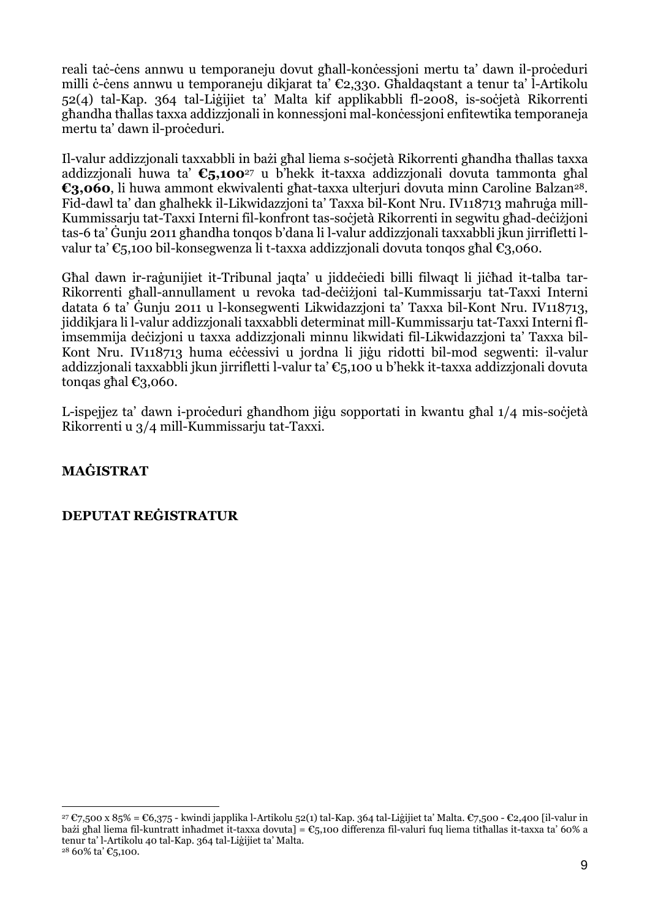reali taċ-ċens annwu u temporaneju dovut għall-konċessjoni mertu ta' dawn il-proċeduri milli ċ-ċens annwu u temporaneju dikjarat ta' €2,330. Għaldaqstant a tenur ta' l-Artikolu 52(4) tal-Kap. 364 tal-Liġijiet ta' Malta kif applikabbli fl-2008, is-soċjetà Rikorrenti għandha tħallas taxxa addizzjonali in konnessjoni mal-konċessjoni enfitewtika temporaneja mertu ta' dawn il-proċeduri.

Il-valur addizzjonali taxxabbli in bażi għal liema s-soċjetà Rikorrenti għandha tħallas taxxa addizzjonali huwa ta' **€5,100**[27] u b'hekk it-taxxa addizzjonali dovuta tammonta għal **€3,060**, li huwa ammont ekwivalenti għat-taxxa ulterjuri dovuta minn Caroline Balzan[28]. Fid-dawl ta' dan għalhekk il-Likwidazzjoni ta' Taxxa bil-Kont Nru. IV118713 maħruġa mill-Kummissarju tat-Taxxi Interni fil-konfront tas-soċjetà Rikorrenti in segwitu għad-deċiżjoni tas-6 ta' Ġunju 2011 għandha tonqos b'dana li l-valur addizzjonali taxxabbli jkun jirrifletti l-valur ta' €5,100 bil-konsegwenza li t-taxxa addizzjonali dovuta tonqos għal €3,060.

Għal dawn ir-raġunijiet it-Tribunal jaqta' u jiddeċiedi billi filwaqt li jiċħad it-talba tar-Rikorrenti għall-annullament u revoka tad-deċiżjoni tal-Kummissarju tat-Taxxi Interni datata 6 ta' Ġunju 2011 u l-konsegwenti Likwidazzjoni ta' Taxxa bil-Kont Nru. IV118713, jiddikjara li l-valur addizzjonali taxxabbli determinat mill-Kummissarju tat-Taxxi Interni fl-imsemmija deċizjoni u taxxa addizzjonali minnu likwidati fil-Likwidazzjoni ta' Taxxa bil-Kont Nru. IV118713 huma eċċessivi u jordna li jiġu ridotti bil-mod segwenti: il-valur addizzjonali taxxabbli jkun jirrifletti l-valur ta' €5,100 u b'hekk it-taxxa addizzjonali dovuta tonqas għal €3,060.

L-ispejjez ta' dawn i-proċeduri għandhom jiġu sopportati in kwantu għal 1/4 mis-soċjetà Rikorrenti u 3/4 mill-Kummissarju tat-Taxxi.

**MAĠISTRAT**

**DEPUTAT REĠISTRATUR**

---

[27] €7,500 x 85% = €6,375 - kwindi japplika l-Artikolu 52(1) tal-Kap. 364 tal-Liġijiet ta' Malta. €7,500 - €2,400 [il-valur in bażi għal liema fil-kuntratt inħadmet it-taxxa dovuta] = €5,100 differenza fil-valuri fuq liema titħallas it-taxxa ta' 60% a tenur ta' l-Artikolu 40 tal-Kap. 364 tal-Liġijiet ta' Malta.

[28] 60% ta' €5,100.